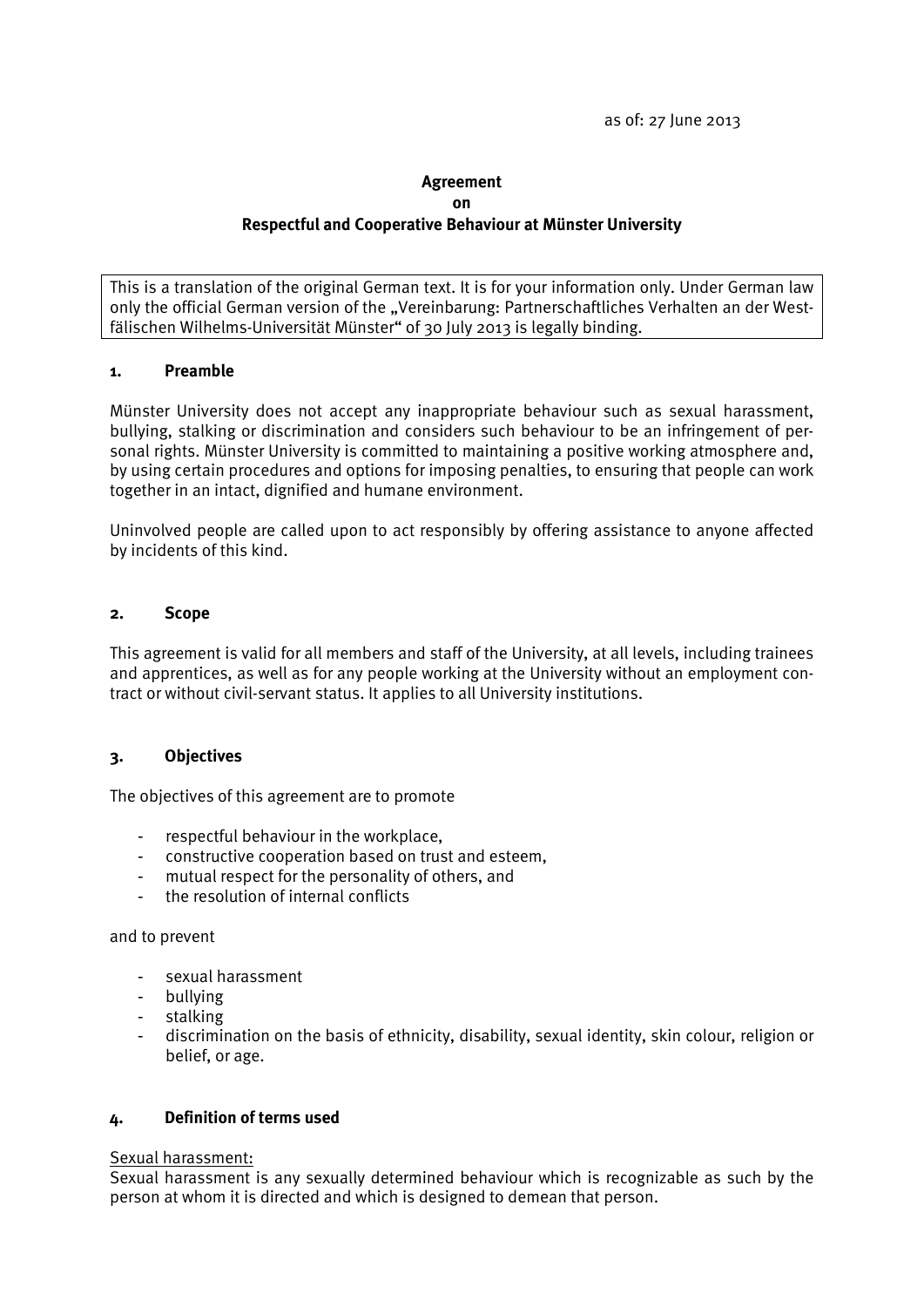as of: 27 June 2013

**Agreement**
**on**
**Respectful and Cooperative Behaviour at Münster University**

This is a translation of the original German text. It is for your information only. Under German law only the official German version of the „Vereinbarung: Partnerschaftliches Verhalten an der Westfälischen Wilhelms-Universität Münster" of 30 July 2013 is legally binding.

## 1. Preamble

Münster University does not accept any inappropriate behaviour such as sexual harassment, bullying, stalking or discrimination and considers such behaviour to be an infringement of personal rights. Münster University is committed to maintaining a positive working atmosphere and, by using certain procedures and options for imposing penalties, to ensuring that people can work together in an intact, dignified and humane environment.

Uninvolved people are called upon to act responsibly by offering assistance to anyone affected by incidents of this kind.

## 2. Scope

This agreement is valid for all members and staff of the University, at all levels, including trainees and apprentices, as well as for any people working at the University without an employment contract or without civil-servant status. It applies to all University institutions.

## 3. Objectives

The objectives of this agreement are to promote

- respectful behaviour in the workplace,
- constructive cooperation based on trust and esteem,
- mutual respect for the personality of others, and
- the resolution of internal conflicts

and to prevent

- sexual harassment
- bullying
- stalking
- discrimination on the basis of ethnicity, disability, sexual identity, skin colour, religion or belief, or age.

## 4. Definition of terms used

Sexual harassment:

Sexual harassment is any sexually determined behaviour which is recognizable as such by the person at whom it is directed and which is designed to demean that person.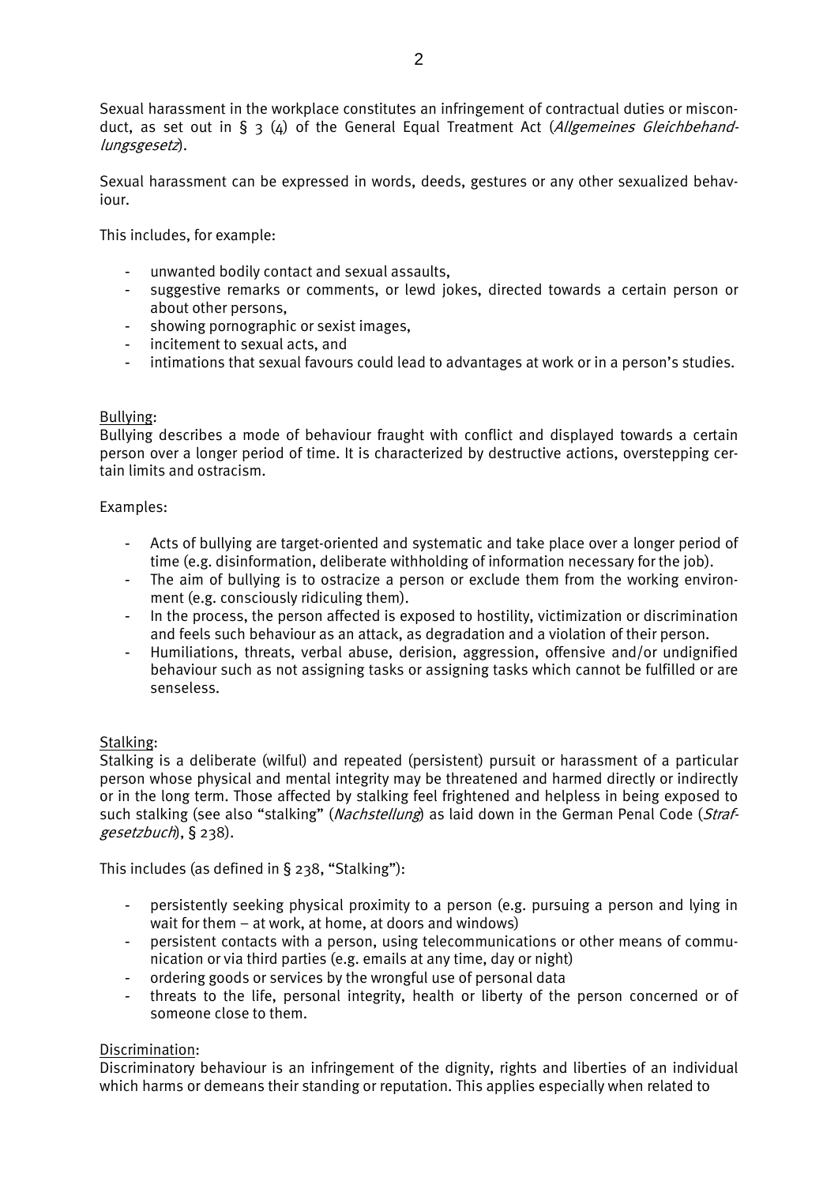Sexual harassment in the workplace constitutes an infringement of contractual duties or misconduct, as set out in § 3 (4) of the General Equal Treatment Act (*Allgemeines Gleichbehandlungsgesetz*).

Sexual harassment can be expressed in words, deeds, gestures or any other sexualized behaviour.

This includes, for example:

- unwanted bodily contact and sexual assaults,
- suggestive remarks or comments, or lewd jokes, directed towards a certain person or about other persons,
- showing pornographic or sexist images,
- incitement to sexual acts, and
- intimations that sexual favours could lead to advantages at work or in a person's studies.

<u>Bullying</u>:
Bullying describes a mode of behaviour fraught with conflict and displayed towards a certain person over a longer period of time. It is characterized by destructive actions, overstepping certain limits and ostracism.

Examples:

- Acts of bullying are target-oriented and systematic and take place over a longer period of time (e.g. disinformation, deliberate withholding of information necessary for the job).
- The aim of bullying is to ostracize a person or exclude them from the working environment (e.g. consciously ridiculing them).
- In the process, the person affected is exposed to hostility, victimization or discrimination and feels such behaviour as an attack, as degradation and a violation of their person.
- Humiliations, threats, verbal abuse, derision, aggression, offensive and/or undignified behaviour such as not assigning tasks or assigning tasks which cannot be fulfilled or are senseless.

<u>Stalking</u>:
Stalking is a deliberate (wilful) and repeated (persistent) pursuit or harassment of a particular person whose physical and mental integrity may be threatened and harmed directly or indirectly or in the long term. Those affected by stalking feel frightened and helpless in being exposed to such stalking (see also "stalking" (*Nachstellung*) as laid down in the German Penal Code (*Strafgesetzbuch*), § 238).

This includes (as defined in § 238, "Stalking"):

- persistently seeking physical proximity to a person (e.g. pursuing a person and lying in wait for them – at work, at home, at doors and windows)
- persistent contacts with a person, using telecommunications or other means of communication or via third parties (e.g. emails at any time, day or night)
- ordering goods or services by the wrongful use of personal data
- threats to the life, personal integrity, health or liberty of the person concerned or of someone close to them.

<u>Discrimination</u>:
Discriminatory behaviour is an infringement of the dignity, rights and liberties of an individual which harms or demeans their standing or reputation. This applies especially when related to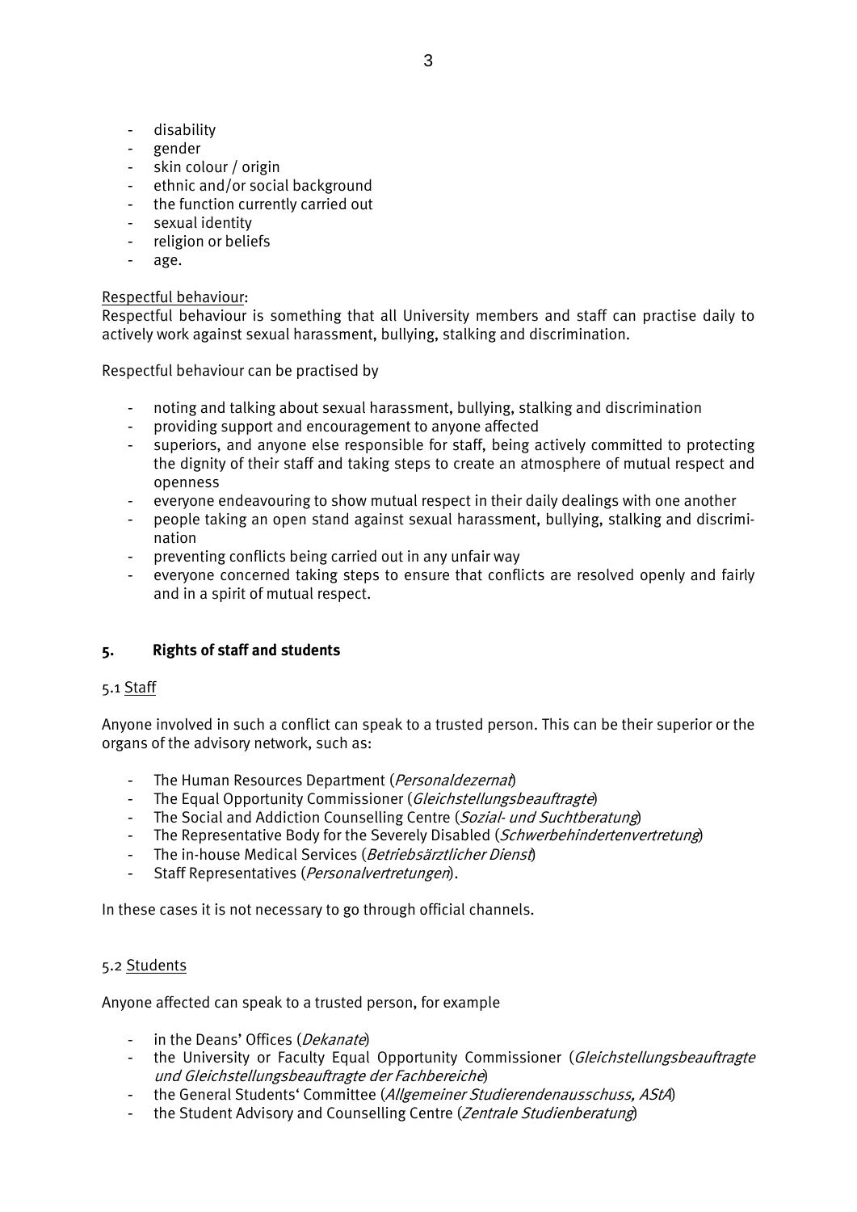- disability
- gender
- skin colour / origin
- ethnic and/or social background
- the function currently carried out
- sexual identity
- religion or beliefs
- age.

Respectful behaviour:
Respectful behaviour is something that all University members and staff can practise daily to actively work against sexual harassment, bullying, stalking and discrimination.

Respectful behaviour can be practised by

- noting and talking about sexual harassment, bullying, stalking and discrimination
- providing support and encouragement to anyone affected
- superiors, and anyone else responsible for staff, being actively committed to protecting the dignity of their staff and taking steps to create an atmosphere of mutual respect and openness
- everyone endeavouring to show mutual respect in their daily dealings with one another
- people taking an open stand against sexual harassment, bullying, stalking and discrimination
- preventing conflicts being carried out in any unfair way
- everyone concerned taking steps to ensure that conflicts are resolved openly and fairly and in a spirit of mutual respect.

## 5. Rights of staff and students

### 5.1 Staff

Anyone involved in such a conflict can speak to a trusted person. This can be their superior or the organs of the advisory network, such as:

- The Human Resources Department (*Personaldezernat*)
- The Equal Opportunity Commissioner (*Gleichstellungsbeauftragte*)
- The Social and Addiction Counselling Centre (*Sozial- und Suchtberatung*)
- The Representative Body for the Severely Disabled (*Schwerbehindertenvertretung*)
- The in-house Medical Services (*Betriebsärztlicher Dienst*)
- Staff Representatives (*Personalvertretungen*).

In these cases it is not necessary to go through official channels.

### 5.2 Students

Anyone affected can speak to a trusted person, for example

- in the Deans' Offices (*Dekanate*)
- the University or Faculty Equal Opportunity Commissioner (*Gleichstellungsbeauftragte und Gleichstellungsbeauftragte der Fachbereiche*)
- the General Students' Committee (*Allgemeiner Studierendenausschuss, AStA*)
- the Student Advisory and Counselling Centre (*Zentrale Studienberatung*)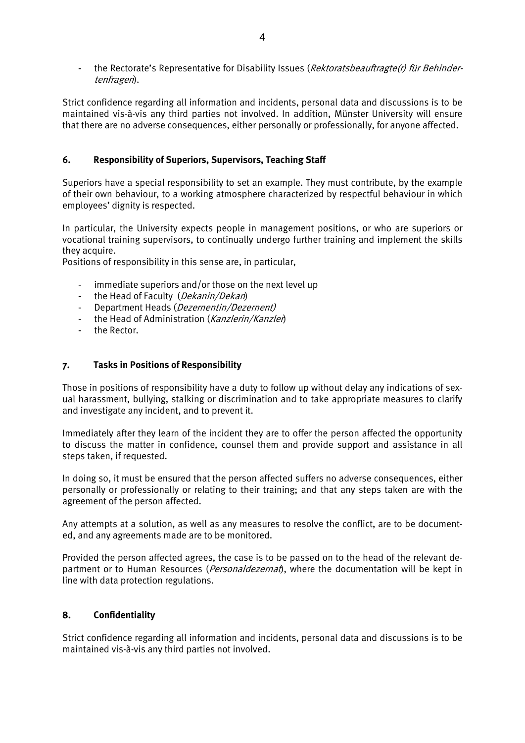- the Rectorate's Representative for Disability Issues (*Rektoratsbeauftragte(r) für Behindertenfragen*).

Strict confidence regarding all information and incidents, personal data and discussions is to be maintained vis-à-vis any third parties not involved. In addition, Münster University will ensure that there are no adverse consequences, either personally or professionally, for anyone affected.

## 6. Responsibility of Superiors, Supervisors, Teaching Staff

Superiors have a special responsibility to set an example. They must contribute, by the example of their own behaviour, to a working atmosphere characterized by respectful behaviour in which employees' dignity is respected.

In particular, the University expects people in management positions, or who are superiors or vocational training supervisors, to continually undergo further training and implement the skills they acquire.
Positions of responsibility in this sense are, in particular,

- immediate superiors and/or those on the next level up
- the Head of Faculty (*Dekanin/Dekan*)
- Department Heads (*Dezernentin/Dezernent)*
- the Head of Administration (*Kanzlerin/Kanzler*)
- the Rector.

## 7. Tasks in Positions of Responsibility

Those in positions of responsibility have a duty to follow up without delay any indications of sexual harassment, bullying, stalking or discrimination and to take appropriate measures to clarify and investigate any incident, and to prevent it.

Immediately after they learn of the incident they are to offer the person affected the opportunity to discuss the matter in confidence, counsel them and provide support and assistance in all steps taken, if requested.

In doing so, it must be ensured that the person affected suffers no adverse consequences, either personally or professionally or relating to their training; and that any steps taken are with the agreement of the person affected.

Any attempts at a solution, as well as any measures to resolve the conflict, are to be documented, and any agreements made are to be monitored.

Provided the person affected agrees, the case is to be passed on to the head of the relevant department or to Human Resources (*Personaldezernat*), where the documentation will be kept in line with data protection regulations.

## 8. Confidentiality

Strict confidence regarding all information and incidents, personal data and discussions is to be maintained vis-à-vis any third parties not involved.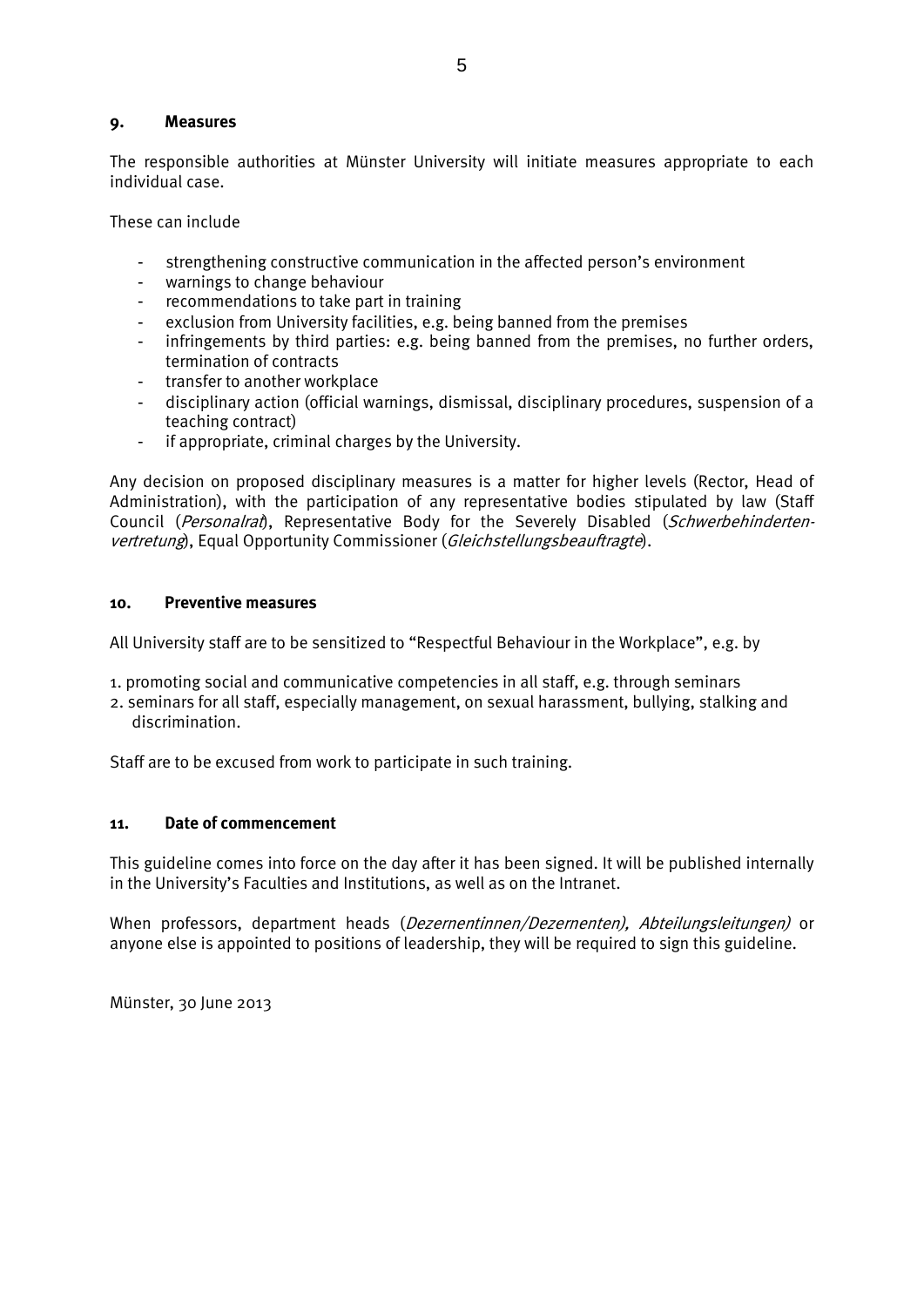## 9. Measures

The responsible authorities at Münster University will initiate measures appropriate to each individual case.

These can include

- strengthening constructive communication in the affected person's environment
- warnings to change behaviour
- recommendations to take part in training
- exclusion from University facilities, e.g. being banned from the premises
- infringements by third parties: e.g. being banned from the premises, no further orders, termination of contracts
- transfer to another workplace
- disciplinary action (official warnings, dismissal, disciplinary procedures, suspension of a teaching contract)
- if appropriate, criminal charges by the University.

Any decision on proposed disciplinary measures is a matter for higher levels (Rector, Head of Administration), with the participation of any representative bodies stipulated by law (Staff Council (*Personalrat*), Representative Body for the Severely Disabled (*Schwerbehinderten-vertretung*), Equal Opportunity Commissioner (*Gleichstellungsbeauftragte*).

## 10. Preventive measures

All University staff are to be sensitized to "Respectful Behaviour in the Workplace", e.g. by

1. promoting social and communicative competencies in all staff, e.g. through seminars
2. seminars for all staff, especially management, on sexual harassment, bullying, stalking and discrimination.

Staff are to be excused from work to participate in such training.

## 11. Date of commencement

This guideline comes into force on the day after it has been signed. It will be published internally in the University's Faculties and Institutions, as well as on the Intranet.

When professors, department heads (*Dezernentinnen/Dezernenten), Abteilungsleitungen)* or anyone else is appointed to positions of leadership, they will be required to sign this guideline.

Münster, 30 June 2013